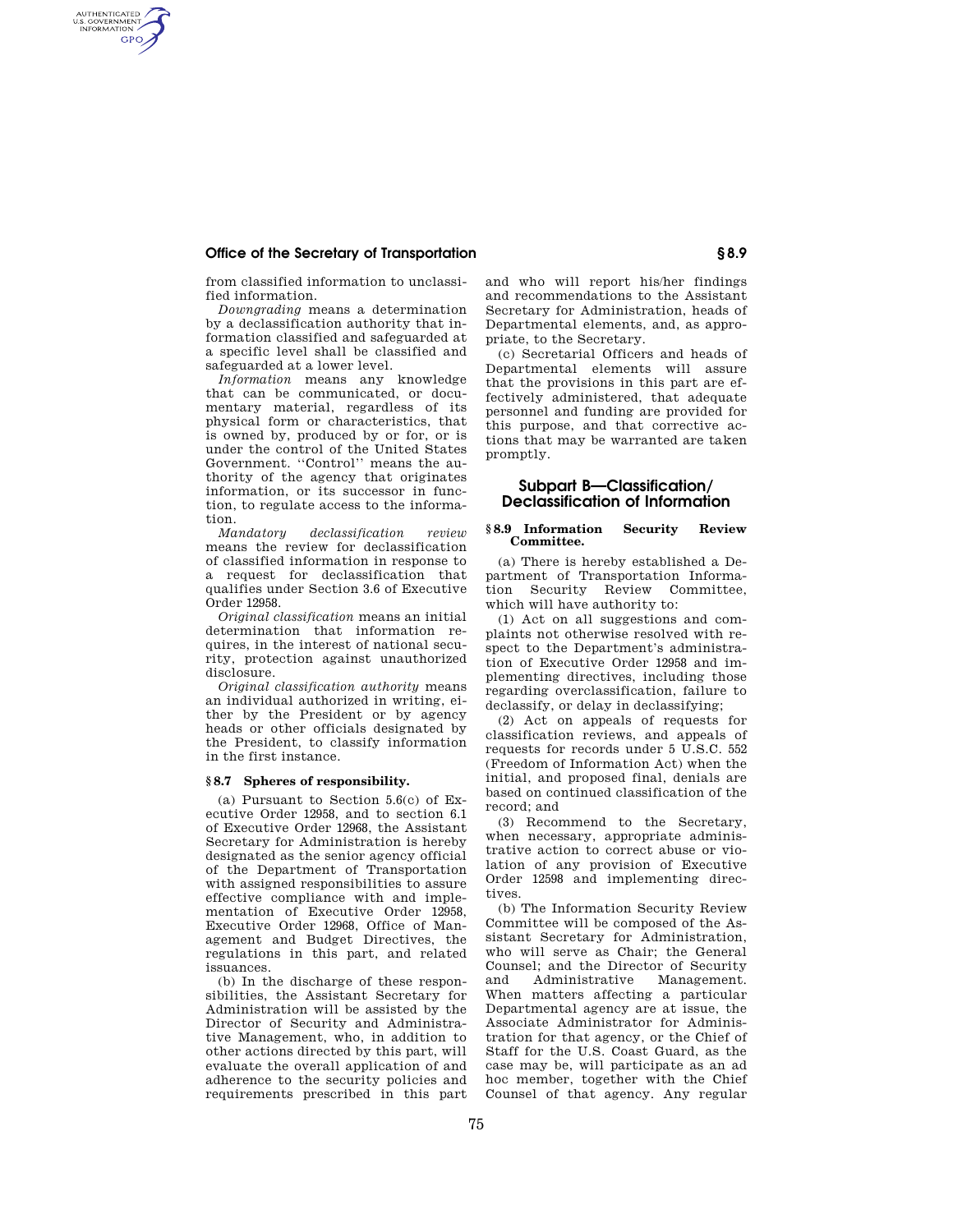from classified information to unclassified information.

*Downgrading* means a determination by a declassification authority that information classified and safeguarded at a specific level shall be classified and safeguarded at a lower level.

*Information* means any knowledge that can be communicated, or documentary material, regardless of its physical form or characteristics, that is owned by, produced by or for, or is under the control of the United States Government. ''Control'' means the authority of the agency that originates information, or its successor in function, to regulate access to the information.

*Mandatory declassification review* means the review for declassification of classified information in response to a request for declassification that qualifies under Section 3.6 of Executive Order 12958.

*Original classification* means an initial determination that information requires, in the interest of national security, protection against unauthorized disclosure.

*Original classification authority* means an individual authorized in writing, either by the President or by agency heads or other officials designated by the President, to classify information in the first instance.

**§ 8.7 Spheres of responsibility.**

(a) Pursuant to Section 5.6(c) of Executive Order 12958, and to section 6.1 of Executive Order 12968, the Assistant Secretary for Administration is hereby designated as the senior agency official of the Department of Transportation with assigned responsibilities to assure effective compliance with and implementation of Executive Order 12958, Executive Order 12968, Office of Management and Budget Directives, the regulations in this part, and related issuances.

(b) In the discharge of these responsibilities, the Assistant Secretary for Administration will be assisted by the Director of Security and Administrative Management, who, in addition to other actions directed by this part, will evaluate the overall application of and adherence to the security policies and requirements prescribed in this part and who will report his/her findings and recommendations to the Assistant Secretary for Administration, heads of Departmental elements, and, as appropriate, to the Secretary.

(c) Secretarial Officers and heads of Departmental elements will assure that the provisions in this part are effectively administered, that adequate personnel and funding are provided for this purpose, and that corrective actions that may be warranted are taken promptly.

## Subpart B—Classification/Declassification of Information

**§ 8.9 Information Security Review Committee.**

(a) There is hereby established a Department of Transportation Information Security Review Committee, which will have authority to:

(1) Act on all suggestions and complaints not otherwise resolved with respect to the Department's administration of Executive Order 12958 and implementing directives, including those regarding overclassification, failure to declassify, or delay in declassifying;

(2) Act on appeals of requests for classification reviews, and appeals of requests for records under 5 U.S.C. 552 (Freedom of Information Act) when the initial, and proposed final, denials are based on continued classification of the record; and

(3) Recommend to the Secretary, when necessary, appropriate administrative action to correct abuse or violation of any provision of Executive Order 12598 and implementing directives.

(b) The Information Security Review Committee will be composed of the Assistant Secretary for Administration, who will serve as Chair; the General Counsel; and the Director of Security and Administrative Management. When matters affecting a particular Departmental agency are at issue, the Associate Administrator for Administration for that agency, or the Chief of Staff for the U.S. Coast Guard, as the case may be, will participate as an ad hoc member, together with the Chief Counsel of that agency. Any regular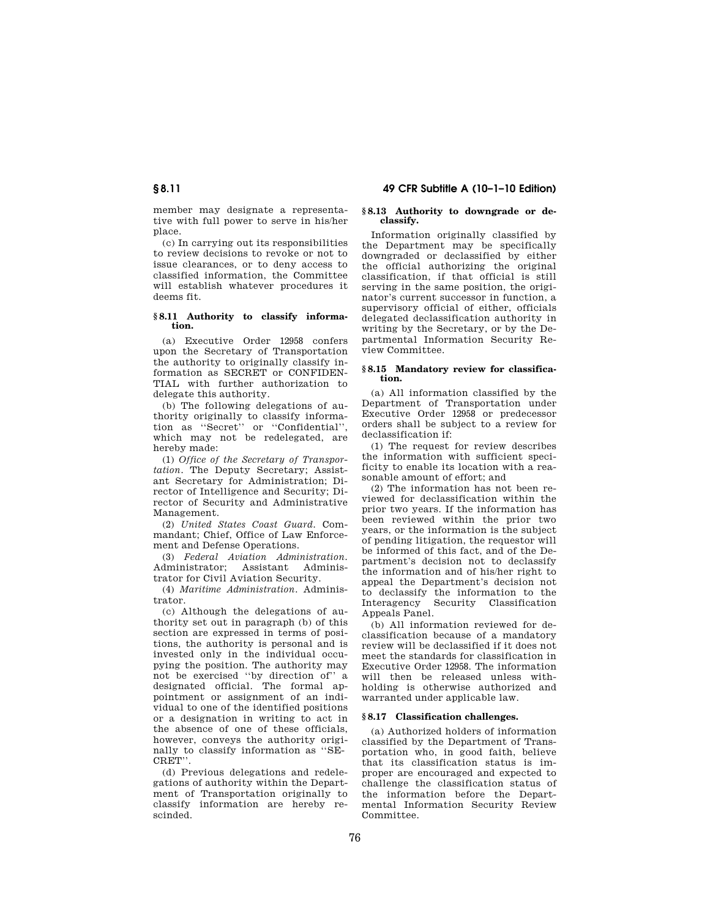member may designate a representative with full power to serve in his/her place.

(c) In carrying out its responsibilities to review decisions to revoke or not to issue clearances, or to deny access to classified information, the Committee will establish whatever procedures it deems fit.

### § 8.11 Authority to classify information.

(a) Executive Order 12958 confers upon the Secretary of Transportation the authority to originally classify information as SECRET or CONFIDENTIAL with further authorization to delegate this authority.

(b) The following delegations of authority originally to classify information as "Secret" or "Confidential", which may not be redelegated, are hereby made:

(1) *Office of the Secretary of Transportation.* The Deputy Secretary; Assistant Secretary for Administration; Director of Intelligence and Security; Director of Security and Administrative Management.

(2) *United States Coast Guard.* Commandant; Chief, Office of Law Enforcement and Defense Operations.

(3) *Federal Aviation Administration.* Administrator; Assistant Administrator for Civil Aviation Security.

(4) *Maritime Administration.* Administrator.

(c) Although the delegations of authority set out in paragraph (b) of this section are expressed in terms of positions, the authority is personal and is invested only in the individual occupying the position. The authority may not be exercised "by direction of" a designated official. The formal appointment or assignment of an individual to one of the identified positions or a designation in writing to act in the absence of one of these officials, however, conveys the authority originally to classify information as "SECRET".

(d) Previous delegations and redelegations of authority within the Department of Transportation originally to classify information are hereby rescinded.

### § 8.13 Authority to downgrade or declassify.

Information originally classified by the Department may be specifically downgraded or declassified by either the official authorizing the original classification, if that official is still serving in the same position, the originator's current successor in function, a supervisory official of either, officials delegated declassification authority in writing by the Secretary, or by the Departmental Information Security Review Committee.

### § 8.15 Mandatory review for classification.

(a) All information classified by the Department of Transportation under Executive Order 12958 or predecessor orders shall be subject to a review for declassification if:

(1) The request for review describes the information with sufficient specificity to enable its location with a reasonable amount of effort; and

(2) The information has not been reviewed for declassification within the prior two years. If the information has been reviewed within the prior two years, or the information is the subject of pending litigation, the requestor will be informed of this fact, and of the Department's decision not to declassify the information and of his/her right to appeal the Department's decision not to declassify the information to the Interagency Security Classification Appeals Panel.

(b) All information reviewed for declassification because of a mandatory review will be declassified if it does not meet the standards for classification in Executive Order 12958. The information will then be released unless withholding is otherwise authorized and warranted under applicable law.

### § 8.17 Classification challenges.

(a) Authorized holders of information classified by the Department of Transportation who, in good faith, believe that its classification status is improper are encouraged and expected to challenge the classification status of the information before the Departmental Information Security Review Committee.